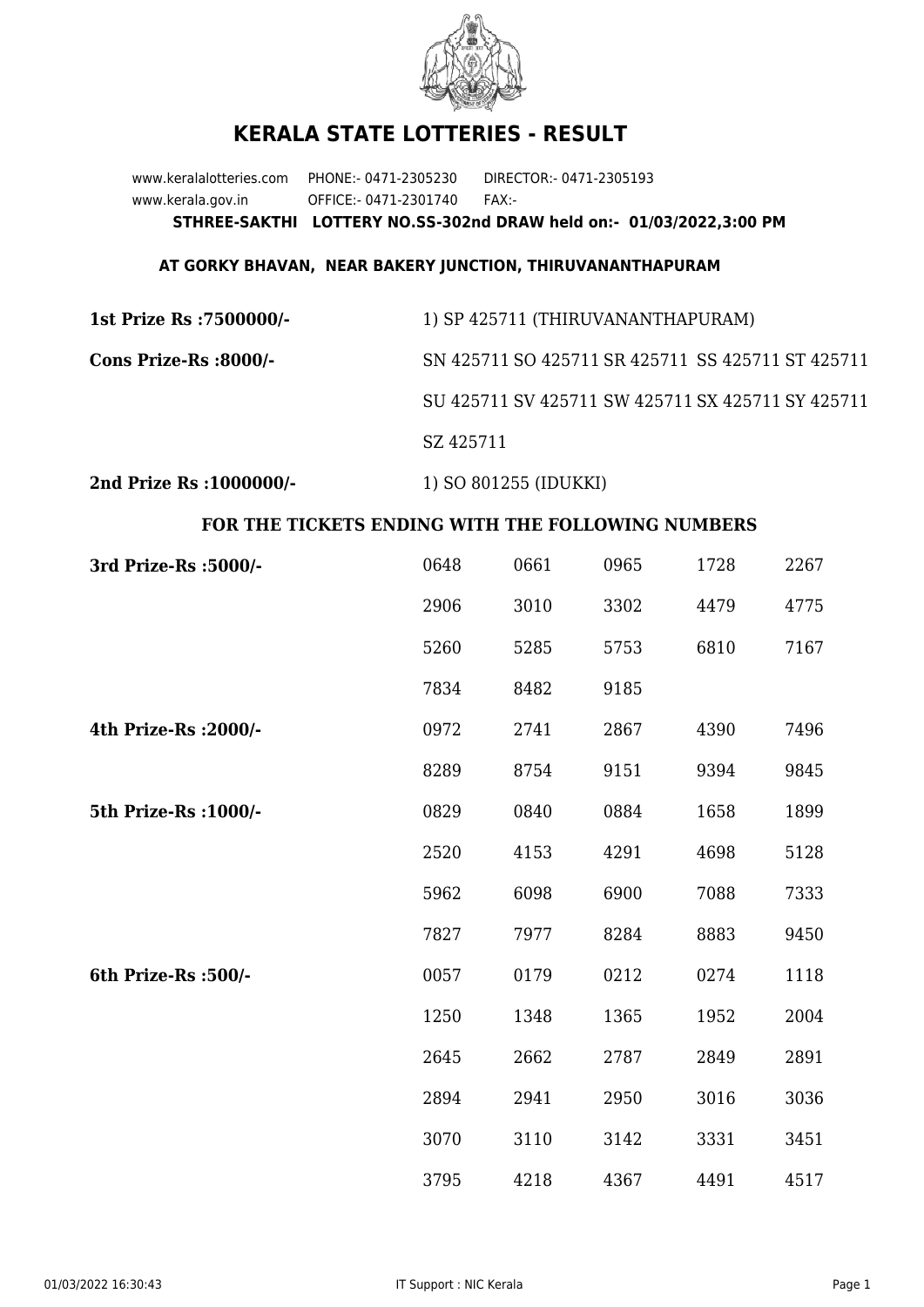# KERALA STATE LOTTERIES - RESULT

www.keralalotteries.com PHONE:- 0471-2305230 DIRECTOR:- 0471-2305193

www.kerala.gov.in OFFICE:- 0471-2301740 FAX:-

**STHREE-SAKTHI LOTTERY NO.SS-302nd DRAW held on:- 01/03/2022,3:00 PM**

**AT GORKY BHAVAN, NEAR BAKERY JUNCTION, THIRUVANANTHAPURAM**

**1st Prize Rs :7500000/-** 1) SP 425711 (THIRUVANANTHAPURAM)

**Cons Prize-Rs :8000/-** SN 425711 SO 425711 SR 425711 SS 425711 ST 425711 SU 425711 SV 425711 SW 425711 SX 425711 SY 425711 SZ 425711

**2nd Prize Rs :1000000/-** 1) SO 801255 (IDUKKI)

**FOR THE TICKETS ENDING WITH THE FOLLOWING NUMBERS**

| Prize | | | | | |
|---|---|---|---|---|---|
| **3rd Prize-Rs :5000/-** | 0648 | 0661 | 0965 | 1728 | 2267 |
| | 2906 | 3010 | 3302 | 4479 | 4775 |
| | 5260 | 5285 | 5753 | 6810 | 7167 |
| | 7834 | 8482 | 9185 | | |
| **4th Prize-Rs :2000/-** | 0972 | 2741 | 2867 | 4390 | 7496 |
| | 8289 | 8754 | 9151 | 9394 | 9845 |
| **5th Prize-Rs :1000/-** | 0829 | 0840 | 0884 | 1658 | 1899 |
| | 2520 | 4153 | 4291 | 4698 | 5128 |
| | 5962 | 6098 | 6900 | 7088 | 7333 |
| | 7827 | 7977 | 8284 | 8883 | 9450 |
| **6th Prize-Rs :500/-** | 0057 | 0179 | 0212 | 0274 | 1118 |
| | 1250 | 1348 | 1365 | 1952 | 2004 |
| | 2645 | 2662 | 2787 | 2849 | 2891 |
| | 2894 | 2941 | 2950 | 3016 | 3036 |
| | 3070 | 3110 | 3142 | 3331 | 3451 |
| | 3795 | 4218 | 4367 | 4491 | 4517 |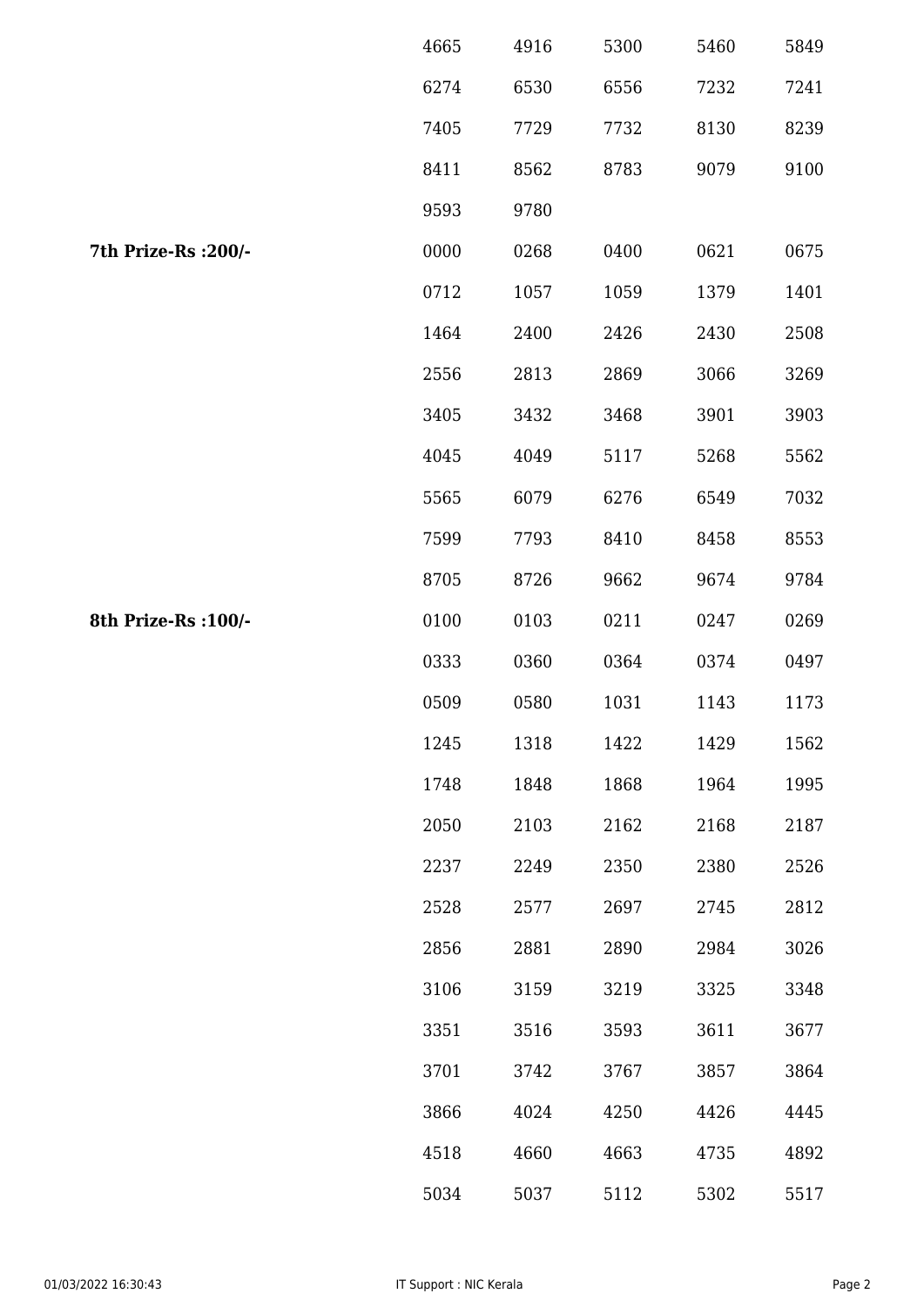| | | | | | |
|---|---|---|---|---|---|
| | 4665 | 4916 | 5300 | 5460 | 5849 |
| | 6274 | 6530 | 6556 | 7232 | 7241 |
| | 7405 | 7729 | 7732 | 8130 | 8239 |
| | 8411 | 8562 | 8783 | 9079 | 9100 |
| | 9593 | 9780 | | | |
| **7th Prize-Rs :200/-** | 0000 | 0268 | 0400 | 0621 | 0675 |
| | 0712 | 1057 | 1059 | 1379 | 1401 |
| | 1464 | 2400 | 2426 | 2430 | 2508 |
| | 2556 | 2813 | 2869 | 3066 | 3269 |
| | 3405 | 3432 | 3468 | 3901 | 3903 |
| | 4045 | 4049 | 5117 | 5268 | 5562 |
| | 5565 | 6079 | 6276 | 6549 | 7032 |
| | 7599 | 7793 | 8410 | 8458 | 8553 |
| | 8705 | 8726 | 9662 | 9674 | 9784 |
| **8th Prize-Rs :100/-** | 0100 | 0103 | 0211 | 0247 | 0269 |
| | 0333 | 0360 | 0364 | 0374 | 0497 |
| | 0509 | 0580 | 1031 | 1143 | 1173 |
| | 1245 | 1318 | 1422 | 1429 | 1562 |
| | 1748 | 1848 | 1868 | 1964 | 1995 |
| | 2050 | 2103 | 2162 | 2168 | 2187 |
| | 2237 | 2249 | 2350 | 2380 | 2526 |
| | 2528 | 2577 | 2697 | 2745 | 2812 |
| | 2856 | 2881 | 2890 | 2984 | 3026 |
| | 3106 | 3159 | 3219 | 3325 | 3348 |
| | 3351 | 3516 | 3593 | 3611 | 3677 |
| | 3701 | 3742 | 3767 | 3857 | 3864 |
| | 3866 | 4024 | 4250 | 4426 | 4445 |
| | 4518 | 4660 | 4663 | 4735 | 4892 |
| | 5034 | 5037 | 5112 | 5302 | 5517 |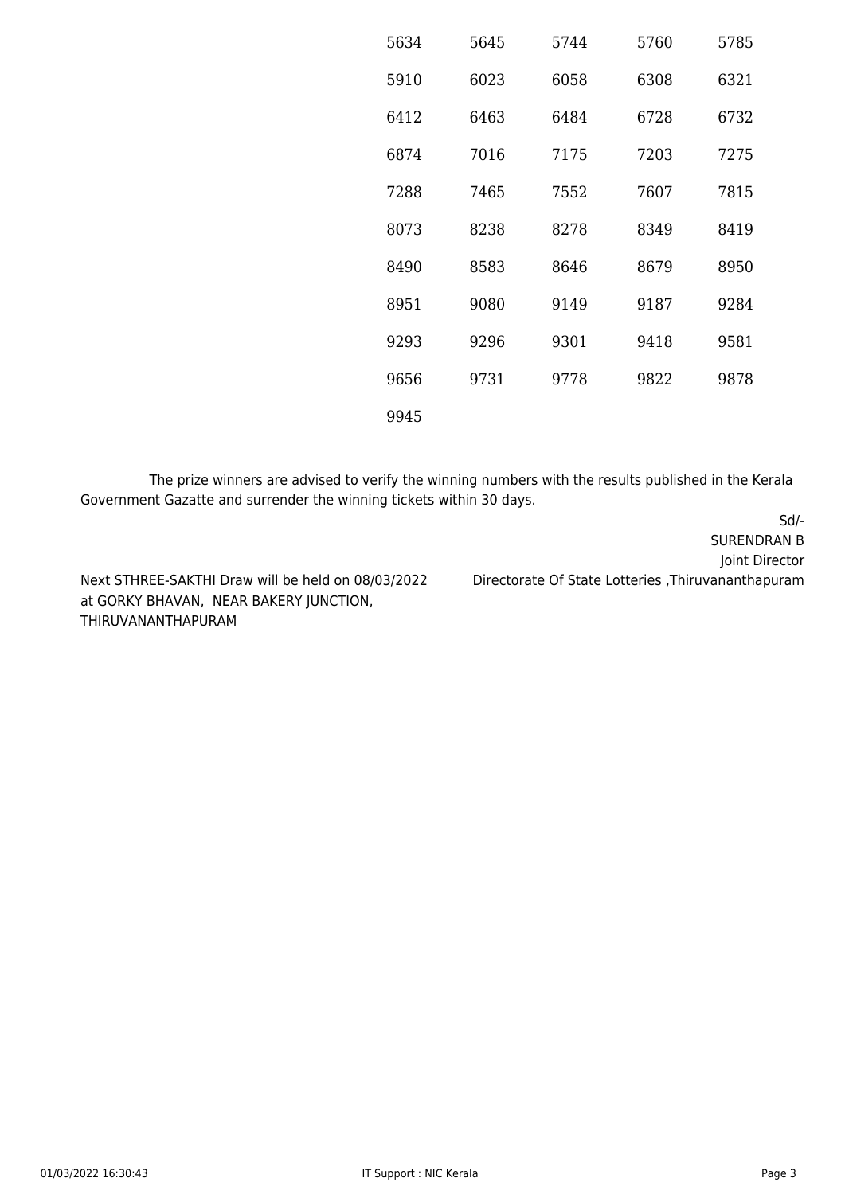| | | | | |
|---|---|---|---|---|
| 5634 | 5645 | 5744 | 5760 | 5785 |
| 5910 | 6023 | 6058 | 6308 | 6321 |
| 6412 | 6463 | 6484 | 6728 | 6732 |
| 6874 | 7016 | 7175 | 7203 | 7275 |
| 7288 | 7465 | 7552 | 7607 | 7815 |
| 8073 | 8238 | 8278 | 8349 | 8419 |
| 8490 | 8583 | 8646 | 8679 | 8950 |
| 8951 | 9080 | 9149 | 9187 | 9284 |
| 9293 | 9296 | 9301 | 9418 | 9581 |
| 9656 | 9731 | 9778 | 9822 | 9878 |
| 9945 | | | | |

The prize winners are advised to verify the winning numbers with the results published in the Kerala Government Gazatte and surrender the winning tickets within 30 days.

Sd/-
SURENDRAN B
Joint Director
Directorate Of State Lotteries ,Thiruvananthapuram

Next STHREE-SAKTHI Draw will be held on 08/03/2022 at GORKY BHAVAN, NEAR BAKERY JUNCTION, THIRUVANANTHAPURAM